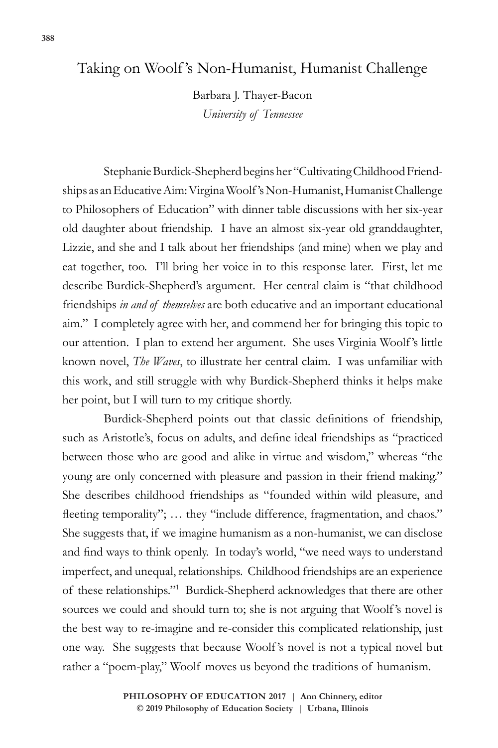# Taking on Woolf's Non-Humanist, Humanist Challenge

Barbara J. Thayer-Bacon
*University of Tennessee*

Stephanie Burdick-Shepherd begins her "Cultivating Childhood Friendships as an Educative Aim: Virgina Woolf's Non-Humanist, Humanist Challenge to Philosophers of Education" with dinner table discussions with her six-year old daughter about friendship. I have an almost six-year old granddaughter, Lizzie, and she and I talk about her friendships (and mine) when we play and eat together, too. I'll bring her voice in to this response later. First, let me describe Burdick-Shepherd's argument. Her central claim is "that childhood friendships *in and of themselves* are both educative and an important educational aim." I completely agree with her, and commend her for bringing this topic to our attention. I plan to extend her argument. She uses Virginia Woolf's little known novel, *The Waves*, to illustrate her central claim. I was unfamiliar with this work, and still struggle with why Burdick-Shepherd thinks it helps make her point, but I will turn to my critique shortly.

Burdick-Shepherd points out that classic definitions of friendship, such as Aristotle's, focus on adults, and define ideal friendships as "practiced between those who are good and alike in virtue and wisdom," whereas "the young are only concerned with pleasure and passion in their friend making." She describes childhood friendships as "founded within wild pleasure, and fleeting temporality"; … they "include difference, fragmentation, and chaos." She suggests that, if we imagine humanism as a non-humanist, we can disclose and find ways to think openly. In today's world, "we need ways to understand imperfect, and unequal, relationships. Childhood friendships are an experience of these relationships."[1] Burdick-Shepherd acknowledges that there are other sources we could and should turn to; she is not arguing that Woolf's novel is the best way to re-imagine and re-consider this complicated relationship, just one way. She suggests that because Woolf's novel is not a typical novel but rather a "poem-play," Woolf moves us beyond the traditions of humanism.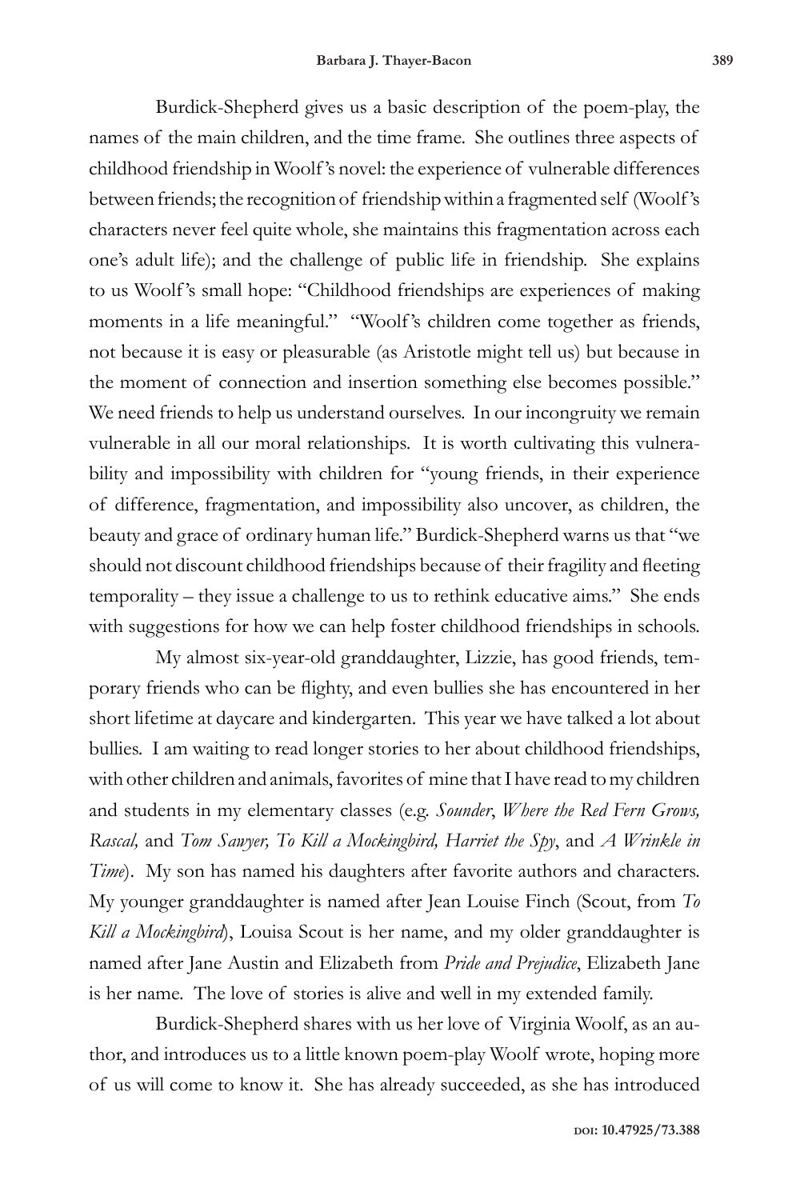Burdick-Shepherd gives us a basic description of the poem-play, the names of the main children, and the time frame. She outlines three aspects of childhood friendship in Woolf's novel: the experience of vulnerable differences between friends; the recognition of friendship within a fragmented self (Woolf's characters never feel quite whole, she maintains this fragmentation across each one's adult life); and the challenge of public life in friendship. She explains to us Woolf's small hope: "Childhood friendships are experiences of making moments in a life meaningful." "Woolf's children come together as friends, not because it is easy or pleasurable (as Aristotle might tell us) but because in the moment of connection and insertion something else becomes possible." We need friends to help us understand ourselves. In our incongruity we remain vulnerable in all our moral relationships. It is worth cultivating this vulnerability and impossibility with children for "young friends, in their experience of difference, fragmentation, and impossibility also uncover, as children, the beauty and grace of ordinary human life." Burdick-Shepherd warns us that "we should not discount childhood friendships because of their fragility and fleeting temporality – they issue a challenge to us to rethink educative aims." She ends with suggestions for how we can help foster childhood friendships in schools.

My almost six-year-old granddaughter, Lizzie, has good friends, temporary friends who can be flighty, and even bullies she has encountered in her short lifetime at daycare and kindergarten. This year we have talked a lot about bullies. I am waiting to read longer stories to her about childhood friendships, with other children and animals, favorites of mine that I have read to my children and students in my elementary classes (e.g. *Sounder*, *Where the Red Fern Grows, Rascal,* and *Tom Sawyer, To Kill a Mockingbird, Harriet the Spy*, and *A Wrinkle in Time*). My son has named his daughters after favorite authors and characters. My younger granddaughter is named after Jean Louise Finch (Scout, from *To Kill a Mockingbird*), Louisa Scout is her name, and my older granddaughter is named after Jane Austin and Elizabeth from *Pride and Prejudice*, Elizabeth Jane is her name. The love of stories is alive and well in my extended family.

Burdick-Shepherd shares with us her love of Virginia Woolf, as an author, and introduces us to a little known poem-play Woolf wrote, hoping more of us will come to know it. She has already succeeded, as she has introduced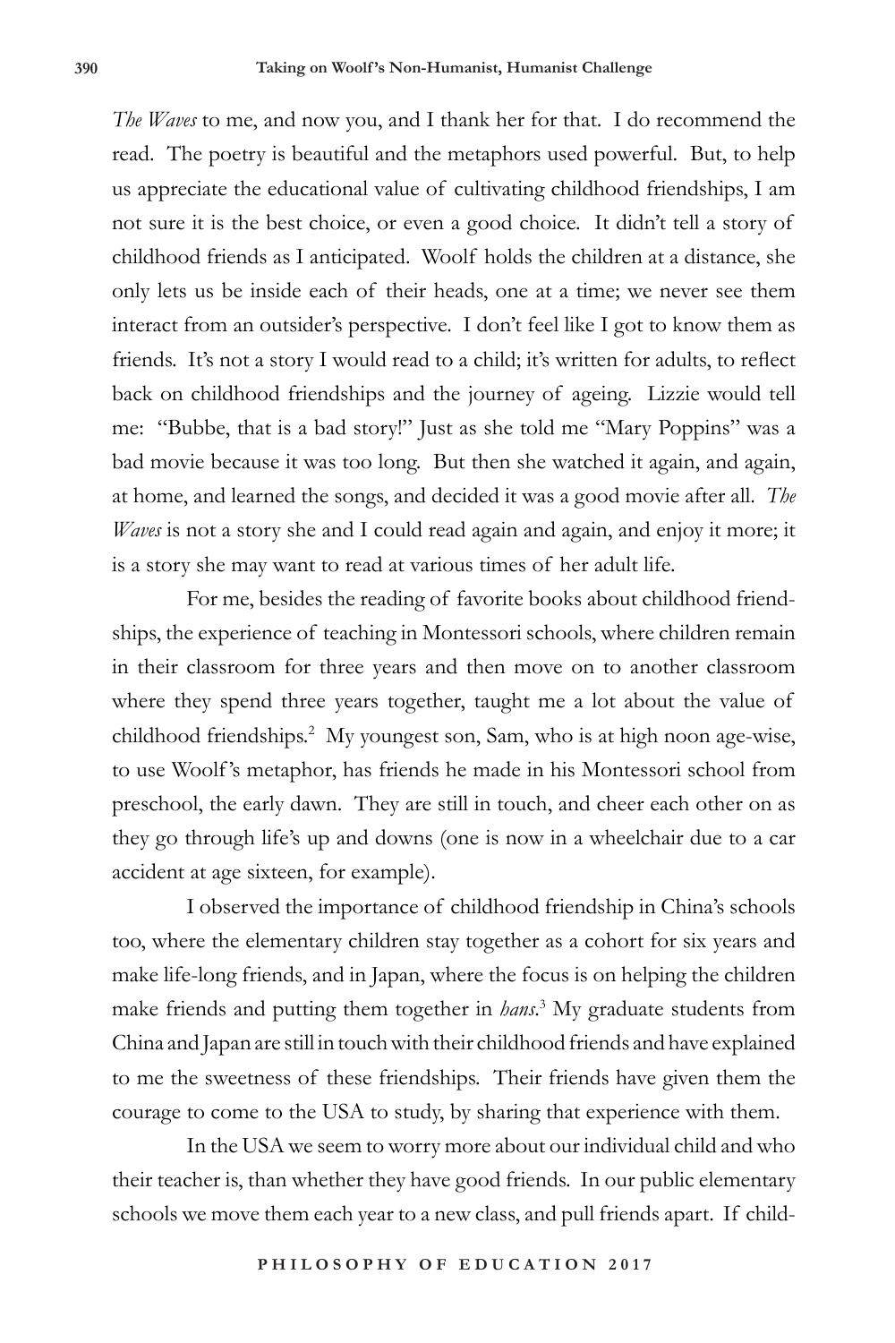*The Waves* to me, and now you, and I thank her for that. I do recommend the read. The poetry is beautiful and the metaphors used powerful. But, to help us appreciate the educational value of cultivating childhood friendships, I am not sure it is the best choice, or even a good choice. It didn't tell a story of childhood friends as I anticipated. Woolf holds the children at a distance, she only lets us be inside each of their heads, one at a time; we never see them interact from an outsider's perspective. I don't feel like I got to know them as friends. It's not a story I would read to a child; it's written for adults, to reflect back on childhood friendships and the journey of ageing. Lizzie would tell me: "Bubbe, that is a bad story!" Just as she told me "Mary Poppins" was a bad movie because it was too long. But then she watched it again, and again, at home, and learned the songs, and decided it was a good movie after all. *The Waves* is not a story she and I could read again and again, and enjoy it more; it is a story she may want to read at various times of her adult life.

For me, besides the reading of favorite books about childhood friendships, the experience of teaching in Montessori schools, where children remain in their classroom for three years and then move on to another classroom where they spend three years together, taught me a lot about the value of childhood friendships.[2] My youngest son, Sam, who is at high noon age-wise, to use Woolf's metaphor, has friends he made in his Montessori school from preschool, the early dawn. They are still in touch, and cheer each other on as they go through life's up and downs (one is now in a wheelchair due to a car accident at age sixteen, for example).

I observed the importance of childhood friendship in China's schools too, where the elementary children stay together as a cohort for six years and make life-long friends, and in Japan, where the focus is on helping the children make friends and putting them together in *hans*.[3] My graduate students from China and Japan are still in touch with their childhood friends and have explained to me the sweetness of these friendships. Their friends have given them the courage to come to the USA to study, by sharing that experience with them.

In the USA we seem to worry more about our individual child and who their teacher is, than whether they have good friends. In our public elementary schools we move them each year to a new class, and pull friends apart. If child-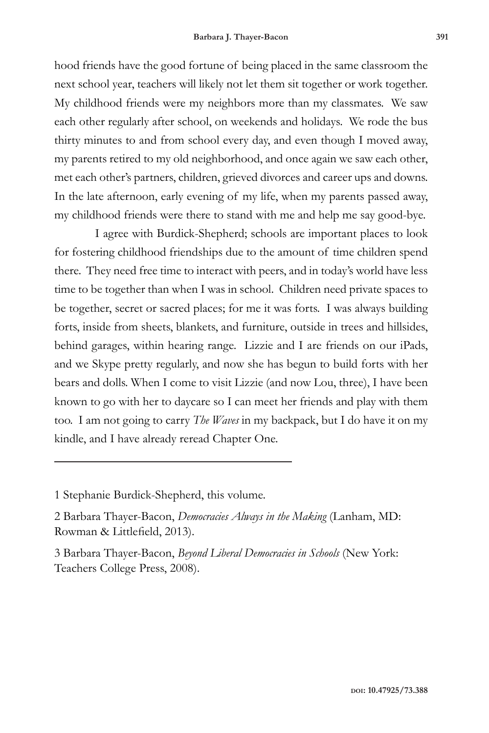hood friends have the good fortune of being placed in the same classroom the next school year, teachers will likely not let them sit together or work together. My childhood friends were my neighbors more than my classmates. We saw each other regularly after school, on weekends and holidays. We rode the bus thirty minutes to and from school every day, and even though I moved away, my parents retired to my old neighborhood, and once again we saw each other, met each other's partners, children, grieved divorces and career ups and downs. In the late afternoon, early evening of my life, when my parents passed away, my childhood friends were there to stand with me and help me say good-bye.

I agree with Burdick-Shepherd; schools are important places to look for fostering childhood friendships due to the amount of time children spend there. They need free time to interact with peers, and in today's world have less time to be together than when I was in school. Children need private spaces to be together, secret or sacred places; for me it was forts. I was always building forts, inside from sheets, blankets, and furniture, outside in trees and hillsides, behind garages, within hearing range. Lizzie and I are friends on our iPads, and we Skype pretty regularly, and now she has begun to build forts with her bears and dolls. When I come to visit Lizzie (and now Lou, three), I have been known to go with her to daycare so I can meet her friends and play with them too. I am not going to carry *The Waves* in my backpack, but I do have it on my kindle, and I have already reread Chapter One.

---

1 Stephanie Burdick-Shepherd, this volume.

2 Barbara Thayer-Bacon, *Democracies Always in the Making* (Lanham, MD: Rowman & Littlefield, 2013).

3 Barbara Thayer-Bacon, *Beyond Liberal Democracies in Schools* (New York: Teachers College Press, 2008).